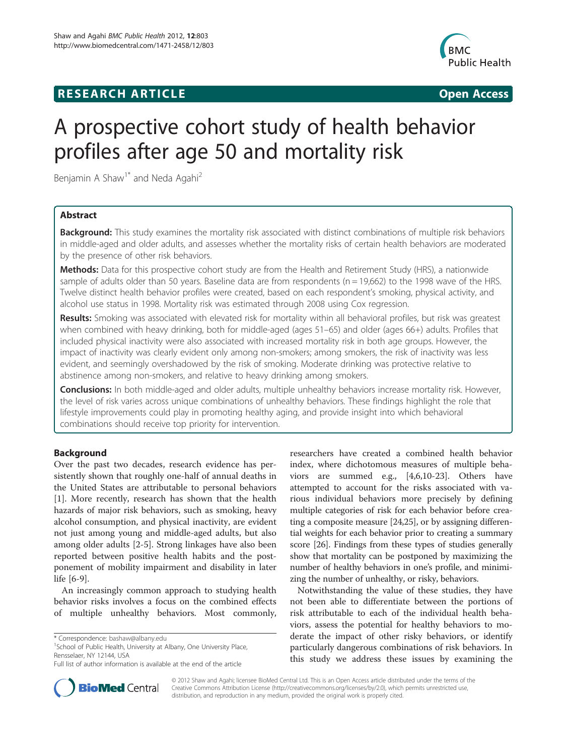**RESEARCH ARTICLE** **Open Access**

# A prospective cohort study of health behavior profiles after age 50 and mortality risk

Benjamin A Shaw[1*] and Neda Agahi[2]

## Abstract

**Background:** This study examines the mortality risk associated with distinct combinations of multiple risk behaviors in middle-aged and older adults, and assesses whether the mortality risks of certain health behaviors are moderated by the presence of other risk behaviors.

**Methods:** Data for this prospective cohort study are from the Health and Retirement Study (HRS), a nationwide sample of adults older than 50 years. Baseline data are from respondents (n = 19,662) to the 1998 wave of the HRS. Twelve distinct health behavior profiles were created, based on each respondent's smoking, physical activity, and alcohol use status in 1998. Mortality risk was estimated through 2008 using Cox regression.

**Results:** Smoking was associated with elevated risk for mortality within all behavioral profiles, but risk was greatest when combined with heavy drinking, both for middle-aged (ages 51–65) and older (ages 66+) adults. Profiles that included physical inactivity were also associated with increased mortality risk in both age groups. However, the impact of inactivity was clearly evident only among non-smokers; among smokers, the risk of inactivity was less evident, and seemingly overshadowed by the risk of smoking. Moderate drinking was protective relative to abstinence among non-smokers, and relative to heavy drinking among smokers.

**Conclusions:** In both middle-aged and older adults, multiple unhealthy behaviors increase mortality risk. However, the level of risk varies across unique combinations of unhealthy behaviors. These findings highlight the role that lifestyle improvements could play in promoting healthy aging, and provide insight into which behavioral combinations should receive top priority for intervention.

## Background

Over the past two decades, research evidence has persistently shown that roughly one-half of annual deaths in the United States are attributable to personal behaviors [1]. More recently, research has shown that the health hazards of major risk behaviors, such as smoking, heavy alcohol consumption, and physical inactivity, are evident not just among young and middle-aged adults, but also among older adults [2-5]. Strong linkages have also been reported between positive health habits and the postponement of mobility impairment and disability in later life [6-9].

An increasingly common approach to studying health behavior risks involves a focus on the combined effects of multiple unhealthy behaviors. Most commonly, researchers have created a combined health behavior index, where dichotomous measures of multiple behaviors are summed e.g., [4,6,10-23]. Others have attempted to account for the risks associated with various individual behaviors more precisely by defining multiple categories of risk for each behavior before creating a composite measure [24,25], or by assigning differential weights for each behavior prior to creating a summary score [26]. Findings from these types of studies generally show that mortality can be postponed by maximizing the number of healthy behaviors in one's profile, and minimizing the number of unhealthy, or risky, behaviors.

Notwithstanding the value of these studies, they have not been able to differentiate between the portions of risk attributable to each of the individual health behaviors, assess the potential for healthy behaviors to moderate the impact of other risky behaviors, or identify particularly dangerous combinations of risk behaviors. In this study we address these issues by examining the

\* Correspondence: bashaw@albany.edu

[1]School of Public Health, University at Albany, One University Place, Rensselaer, NY 12144, USA

Full list of author information is available at the end of the article

© 2012 Shaw and Agahi; licensee BioMed Central Ltd. This is an Open Access article distributed under the terms of the Creative Commons Attribution License (http://creativecommons.org/licenses/by/2.0), which permits unrestricted use, distribution, and reproduction in any medium, provided the original work is properly cited.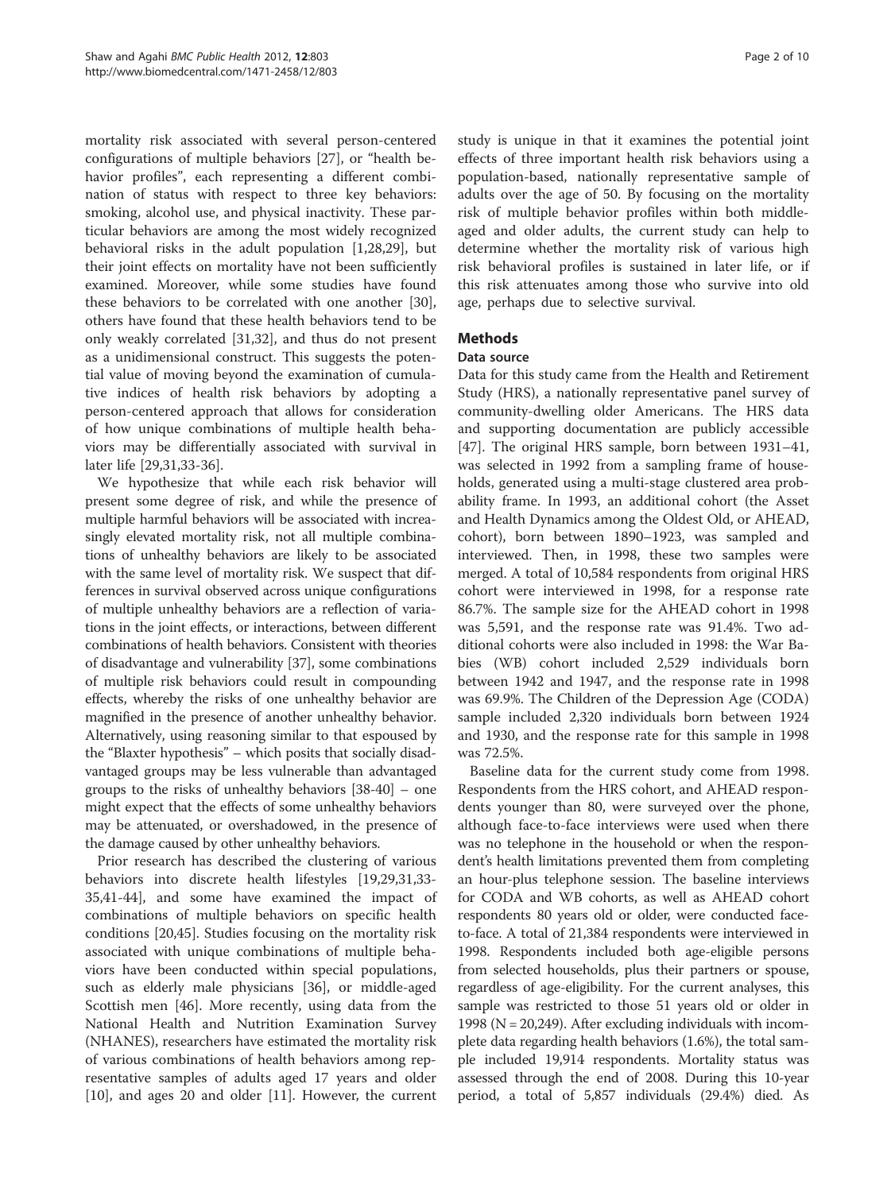mortality risk associated with several person-centered configurations of multiple behaviors [27], or "health behavior profiles", each representing a different combination of status with respect to three key behaviors: smoking, alcohol use, and physical inactivity. These particular behaviors are among the most widely recognized behavioral risks in the adult population [1,28,29], but their joint effects on mortality have not been sufficiently examined. Moreover, while some studies have found these behaviors to be correlated with one another [30], others have found that these health behaviors tend to be only weakly correlated [31,32], and thus do not present as a unidimensional construct. This suggests the potential value of moving beyond the examination of cumulative indices of health risk behaviors by adopting a person-centered approach that allows for consideration of how unique combinations of multiple health behaviors may be differentially associated with survival in later life [29,31,33-36].

We hypothesize that while each risk behavior will present some degree of risk, and while the presence of multiple harmful behaviors will be associated with increasingly elevated mortality risk, not all multiple combinations of unhealthy behaviors are likely to be associated with the same level of mortality risk. We suspect that differences in survival observed across unique configurations of multiple unhealthy behaviors are a reflection of variations in the joint effects, or interactions, between different combinations of health behaviors. Consistent with theories of disadvantage and vulnerability [37], some combinations of multiple risk behaviors could result in compounding effects, whereby the risks of one unhealthy behavior are magnified in the presence of another unhealthy behavior. Alternatively, using reasoning similar to that espoused by the "Blaxter hypothesis" – which posits that socially disadvantaged groups may be less vulnerable than advantaged groups to the risks of unhealthy behaviors [38-40] – one might expect that the effects of some unhealthy behaviors may be attenuated, or overshadowed, in the presence of the damage caused by other unhealthy behaviors.

Prior research has described the clustering of various behaviors into discrete health lifestyles [19,29,31,33-35,41-44], and some have examined the impact of combinations of multiple behaviors on specific health conditions [20,45]. Studies focusing on the mortality risk associated with unique combinations of multiple behaviors have been conducted within special populations, such as elderly male physicians [36], or middle-aged Scottish men [46]. More recently, using data from the National Health and Nutrition Examination Survey (NHANES), researchers have estimated the mortality risk of various combinations of health behaviors among representative samples of adults aged 17 years and older [10], and ages 20 and older [11]. However, the current study is unique in that it examines the potential joint effects of three important health risk behaviors using a population-based, nationally representative sample of adults over the age of 50. By focusing on the mortality risk of multiple behavior profiles within both middle-aged and older adults, the current study can help to determine whether the mortality risk of various high risk behavioral profiles is sustained in later life, or if this risk attenuates among those who survive into old age, perhaps due to selective survival.

## Methods

### Data source

Data for this study came from the Health and Retirement Study (HRS), a nationally representative panel survey of community-dwelling older Americans. The HRS data and supporting documentation are publicly accessible [47]. The original HRS sample, born between 1931–41, was selected in 1992 from a sampling frame of households, generated using a multi-stage clustered area probability frame. In 1993, an additional cohort (the Asset and Health Dynamics among the Oldest Old, or AHEAD, cohort), born between 1890–1923, was sampled and interviewed. Then, in 1998, these two samples were merged. A total of 10,584 respondents from original HRS cohort were interviewed in 1998, for a response rate 86.7%. The sample size for the AHEAD cohort in 1998 was 5,591, and the response rate was 91.4%. Two additional cohorts were also included in 1998: the War Babies (WB) cohort included 2,529 individuals born between 1942 and 1947, and the response rate in 1998 was 69.9%. The Children of the Depression Age (CODA) sample included 2,320 individuals born between 1924 and 1930, and the response rate for this sample in 1998 was 72.5%.

Baseline data for the current study come from 1998. Respondents from the HRS cohort, and AHEAD respondents younger than 80, were surveyed over the phone, although face-to-face interviews were used when there was no telephone in the household or when the respondent's health limitations prevented them from completing an hour-plus telephone session. The baseline interviews for CODA and WB cohorts, as well as AHEAD cohort respondents 80 years old or older, were conducted face-to-face. A total of 21,384 respondents were interviewed in 1998. Respondents included both age-eligible persons from selected households, plus their partners or spouse, regardless of age-eligibility. For the current analyses, this sample was restricted to those 51 years old or older in 1998 (N = 20,249). After excluding individuals with incomplete data regarding health behaviors (1.6%), the total sample included 19,914 respondents. Mortality status was assessed through the end of 2008. During this 10-year period, a total of 5,857 individuals (29.4%) died. As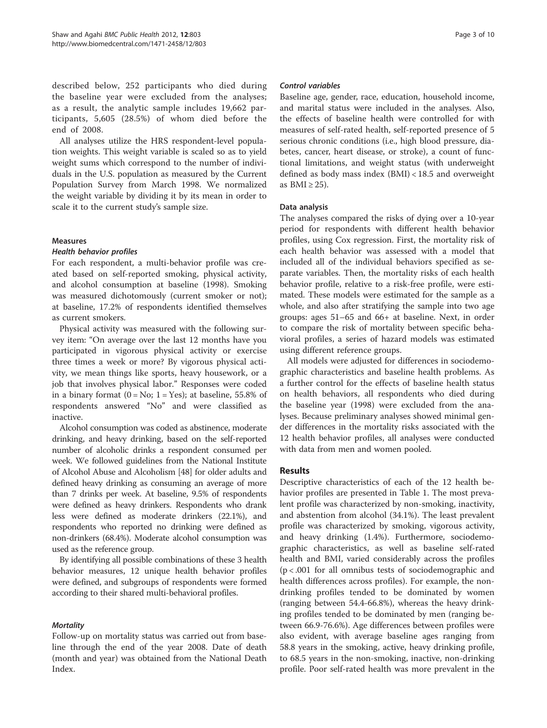described below, 252 participants who died during the baseline year were excluded from the analyses; as a result, the analytic sample includes 19,662 participants, 5,605 (28.5%) of whom died before the end of 2008.

All analyses utilize the HRS respondent-level population weights. This weight variable is scaled so as to yield weight sums which correspond to the number of individuals in the U.S. population as measured by the Current Population Survey from March 1998. We normalized the weight variable by dividing it by its mean in order to scale it to the current study's sample size.

## Measures

### *Health behavior profiles*

For each respondent, a multi-behavior profile was created based on self-reported smoking, physical activity, and alcohol consumption at baseline (1998). Smoking was measured dichotomously (current smoker or not); at baseline, 17.2% of respondents identified themselves as current smokers.

Physical activity was measured with the following survey item: "On average over the last 12 months have you participated in vigorous physical activity or exercise three times a week or more? By vigorous physical activity, we mean things like sports, heavy housework, or a job that involves physical labor." Responses were coded in a binary format (0 = No; 1 = Yes); at baseline, 55.8% of respondents answered "No" and were classified as inactive.

Alcohol consumption was coded as abstinence, moderate drinking, and heavy drinking, based on the self-reported number of alcoholic drinks a respondent consumed per week. We followed guidelines from the National Institute of Alcohol Abuse and Alcoholism [48] for older adults and defined heavy drinking as consuming an average of more than 7 drinks per week. At baseline, 9.5% of respondents were defined as heavy drinkers. Respondents who drank less were defined as moderate drinkers (22.1%), and respondents who reported no drinking were defined as non-drinkers (68.4%). Moderate alcohol consumption was used as the reference group.

By identifying all possible combinations of these 3 health behavior measures, 12 unique health behavior profiles were defined, and subgroups of respondents were formed according to their shared multi-behavioral profiles.

### *Mortality*

Follow-up on mortality status was carried out from baseline through the end of the year 2008. Date of death (month and year) was obtained from the National Death Index.

### *Control variables*

Baseline age, gender, race, education, household income, and marital status were included in the analyses. Also, the effects of baseline health were controlled for with measures of self-rated health, self-reported presence of 5 serious chronic conditions (i.e., high blood pressure, diabetes, cancer, heart disease, or stroke), a count of functional limitations, and weight status (with underweight defined as body mass index (BMI) < 18.5 and overweight as BMI ≥ 25).

## Data analysis

The analyses compared the risks of dying over a 10-year period for respondents with different health behavior profiles, using Cox regression. First, the mortality risk of each health behavior was assessed with a model that included all of the individual behaviors specified as separate variables. Then, the mortality risks of each health behavior profile, relative to a risk-free profile, were estimated. These models were estimated for the sample as a whole, and also after stratifying the sample into two age groups: ages 51–65 and 66+ at baseline. Next, in order to compare the risk of mortality between specific behavioral profiles, a series of hazard models was estimated using different reference groups.

All models were adjusted for differences in sociodemographic characteristics and baseline health problems. As a further control for the effects of baseline health status on health behaviors, all respondents who died during the baseline year (1998) were excluded from the analyses. Because preliminary analyses showed minimal gender differences in the mortality risks associated with the 12 health behavior profiles, all analyses were conducted with data from men and women pooled.

# Results

Descriptive characteristics of each of the 12 health behavior profiles are presented in Table 1. The most prevalent profile was characterized by non-smoking, inactivity, and abstention from alcohol (34.1%). The least prevalent profile was characterized by smoking, vigorous activity, and heavy drinking (1.4%). Furthermore, sociodemographic characteristics, as well as baseline self-rated health and BMI, varied considerably across the profiles ($p < .001$ for all omnibus tests of sociodemographic and health differences across profiles). For example, the non-drinking profiles tended to be dominated by women (ranging between 54.4-66.8%), whereas the heavy drinking profiles tended to be dominated by men (ranging between 66.9-76.6%). Age differences between profiles were also evident, with average baseline ages ranging from 58.8 years in the smoking, active, heavy drinking profile, to 68.5 years in the non-smoking, inactive, non-drinking profile. Poor self-rated health was more prevalent in the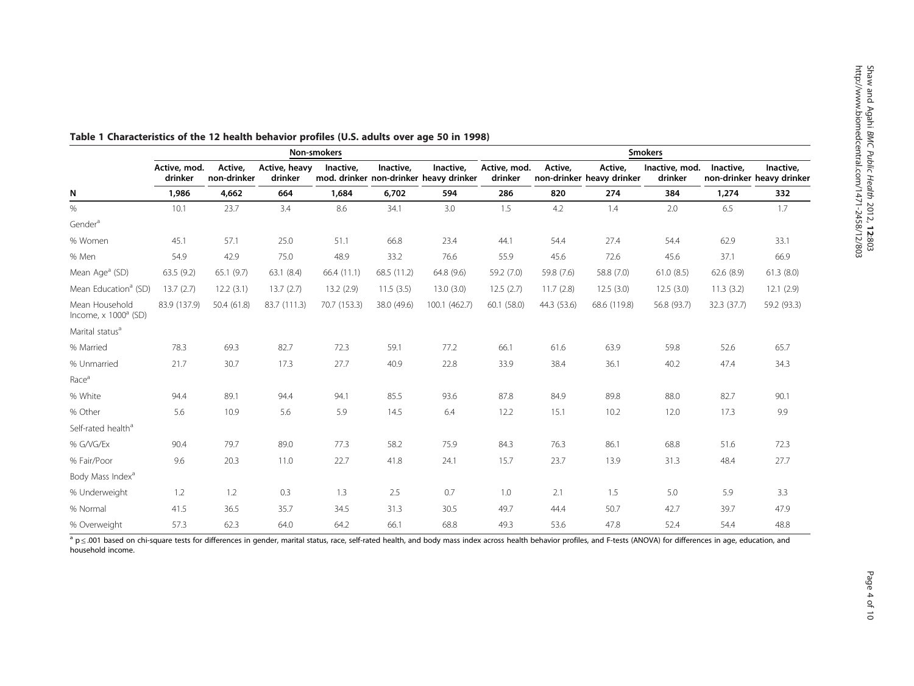**Table 1 Characteristics of the 12 health behavior profiles (U.S. adults over age 50 in 1998)**

| | Non-smokers | | | | | | Smokers | | | | | |
|---|---|---|---|---|---|---|---|---|---|---|---|---|
| | Active, mod. drinker | Active, non-drinker | Active, heavy drinker | Inactive, mod. drinker | Inactive, non-drinker | Inactive, heavy drinker | Active, mod. drinker | Active, non-drinker | Active, heavy drinker | Inactive, mod. drinker | Inactive, non-drinker | Inactive, heavy drinker |
| **N** | **1,986** | **4,662** | **664** | **1,684** | **6,702** | **594** | **286** | **820** | **274** | **384** | **1,274** | **332** |
| % | 10.1 | 23.7 | 3.4 | 8.6 | 34.1 | 3.0 | 1.5 | 4.2 | 1.4 | 2.0 | 6.5 | 1.7 |
| Gender[a] | | | | | | | | | | | | |
| % Women | 45.1 | 57.1 | 25.0 | 51.1 | 66.8 | 23.4 | 44.1 | 54.4 | 27.4 | 54.4 | 62.9 | 33.1 |
| % Men | 54.9 | 42.9 | 75.0 | 48.9 | 33.2 | 76.6 | 55.9 | 45.6 | 72.6 | 45.6 | 37.1 | 66.9 |
| Mean Age[a] (SD) | 63.5 (9.2) | 65.1 (9.7) | 63.1 (8.4) | 66.4 (11.1) | 68.5 (11.2) | 64.8 (9.6) | 59.2 (7.0) | 59.8 (7.6) | 58.8 (7.0) | 61.0 (8.5) | 62.6 (8.9) | 61.3 (8.0) |
| Mean Education[a] (SD) | 13.7 (2.7) | 12.2 (3.1) | 13.7 (2.7) | 13.2 (2.9) | 11.5 (3.5) | 13.0 (3.0) | 12.5 (2.7) | 11.7 (2.8) | 12.5 (3.0) | 12.5 (3.0) | 11.3 (3.2) | 12.1 (2.9) |
| Mean Household Income, x 1000[a] (SD) | 83.9 (137.9) | 50.4 (61.8) | 83.7 (111.3) | 70.7 (153.3) | 38.0 (49.6) | 100.1 (462.7) | 60.1 (58.0) | 44.3 (53.6) | 68.6 (119.8) | 56.8 (93.7) | 32.3 (37.7) | 59.2 (93.3) |
| Marital status[a] | | | | | | | | | | | | |
| % Married | 78.3 | 69.3 | 82.7 | 72.3 | 59.1 | 77.2 | 66.1 | 61.6 | 63.9 | 59.8 | 52.6 | 65.7 |
| % Unmarried | 21.7 | 30.7 | 17.3 | 27.7 | 40.9 | 22.8 | 33.9 | 38.4 | 36.1 | 40.2 | 47.4 | 34.3 |
| Race[a] | | | | | | | | | | | | |
| % White | 94.4 | 89.1 | 94.4 | 94.1 | 85.5 | 93.6 | 87.8 | 84.9 | 89.8 | 88.0 | 82.7 | 90.1 |
| % Other | 5.6 | 10.9 | 5.6 | 5.9 | 14.5 | 6.4 | 12.2 | 15.1 | 10.2 | 12.0 | 17.3 | 9.9 |
| Self-rated health[a] | | | | | | | | | | | | |
| % G/VG/Ex | 90.4 | 79.7 | 89.0 | 77.3 | 58.2 | 75.9 | 84.3 | 76.3 | 86.1 | 68.8 | 51.6 | 72.3 |
| % Fair/Poor | 9.6 | 20.3 | 11.0 | 22.7 | 41.8 | 24.1 | 15.7 | 23.7 | 13.9 | 31.3 | 48.4 | 27.7 |
| Body Mass Index[a] | | | | | | | | | | | | |
| % Underweight | 1.2 | 1.2 | 0.3 | 1.3 | 2.5 | 0.7 | 1.0 | 2.1 | 1.5 | 5.0 | 5.9 | 3.3 |
| % Normal | 41.5 | 36.5 | 35.7 | 34.5 | 31.3 | 30.5 | 49.7 | 44.4 | 50.7 | 42.7 | 39.7 | 47.9 |
| % Overweight | 57.3 | 62.3 | 64.0 | 64.2 | 66.1 | 68.8 | 49.3 | 53.6 | 47.8 | 52.4 | 54.4 | 48.8 |

[a] $p \leq .001$ based on chi-square tests for differences in gender, marital status, race, self-rated health, and body mass index across health behavior profiles, and F-tests (ANOVA) for differences in age, education, and household income.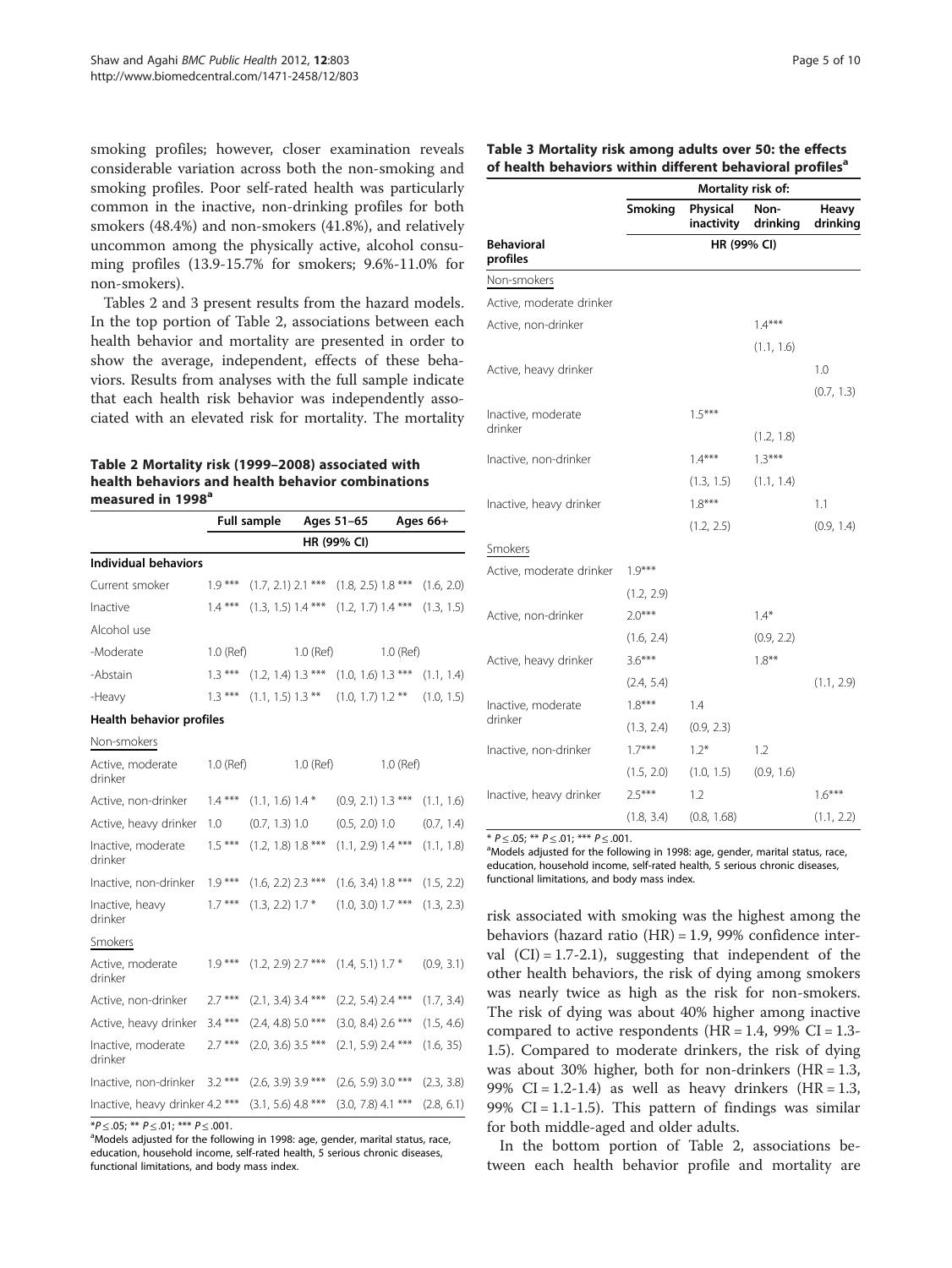smoking profiles; however, closer examination reveals considerable variation across both the non-smoking and smoking profiles. Poor self-rated health was particularly common in the inactive, non-drinking profiles for both smokers (48.4%) and non-smokers (41.8%), and relatively uncommon among the physically active, alcohol consuming profiles (13.9-15.7% for smokers; 9.6%-11.0% for non-smokers).

Tables 2 and 3 present results from the hazard models. In the top portion of Table 2, associations between each health behavior and mortality are presented in order to show the average, independent, effects of these behaviors. Results from analyses with the full sample indicate that each health risk behavior was independently associated with an elevated risk for mortality. The mortality

**Table 2 Mortality risk (1999–2008) associated with health behaviors and health behavior combinations measured in 1998[a]**

| | Full sample | | Ages 51–65 | | Ages 66+ | |
|---|---|---|---|---|---|---|
| | HR (99% CI) | | | | | |
| **Individual behaviors** | | | | | | |
| Current smoker | 1.9 *** | (1.7, 2.1) | 2.1 *** | (1.8, 2.5) | 1.8 *** | (1.6, 2.0) |
| Inactive | 1.4 *** | (1.3, 1.5) | 1.4 *** | (1.2, 1.7) | 1.4 *** | (1.3, 1.5) |
| Alcohol use | | | | | | |
| -Moderate | 1.0 (Ref) | | 1.0 (Ref) | | 1.0 (Ref) | |
| -Abstain | 1.3 *** | (1.2, 1.4) | 1.3 *** | (1.0, 1.6) | 1.3 *** | (1.1, 1.4) |
| -Heavy | 1.3 *** | (1.1, 1.5) | 1.3 ** | (1.0, 1.7) | 1.2 ** | (1.0, 1.5) |
| **Health behavior profiles** | | | | | | |
| Non-smokers | | | | | | |
| Active, moderate drinker | 1.0 (Ref) | | 1.0 (Ref) | | 1.0 (Ref) | |
| Active, non-drinker | 1.4 *** | (1.1, 1.6) | 1.4 * | (0.9, 2.1) | 1.3 *** | (1.1, 1.6) |
| Active, heavy drinker | 1.0 | (0.7, 1.3) | 1.0 | (0.5, 2.0) | 1.0 | (0.7, 1.4) |
| Inactive, moderate drinker | 1.5 *** | (1.2, 1.8) | 1.8 *** | (1.1, 2.9) | 1.4 *** | (1.1, 1.8) |
| Inactive, non-drinker | 1.9 *** | (1.6, 2.2) | 2.3 *** | (1.6, 3.4) | 1.8 *** | (1.5, 2.2) |
| Inactive, heavy drinker | 1.7 *** | (1.3, 2.2) | 1.7 * | (1.0, 3.0) | 1.7 *** | (1.3, 2.3) |
| Smokers | | | | | | |
| Active, moderate drinker | 1.9 *** | (1.2, 2.9) | 2.7 *** | (1.4, 5.1) | 1.7 * | (0.9, 3.1) |
| Active, non-drinker | 2.7 *** | (2.1, 3.4) | 3.4 *** | (2.2, 5.4) | 2.4 *** | (1.7, 3.4) |
| Active, heavy drinker | 3.4 *** | (2.4, 4.8) | 5.0 *** | (3.0, 8.4) | 2.6 *** | (1.5, 4.6) |
| Inactive, moderate drinker | 2.7 *** | (2.0, 3.6) | 3.5 *** | (2.1, 5.9) | 2.4 *** | (1.6, 35) |
| Inactive, non-drinker | 3.2 *** | (2.6, 3.9) | 3.9 *** | (2.6, 5.9) | 3.0 *** | (2.3, 3.8) |
| Inactive, heavy drinker | 4.2 *** | (3.1, 5.6) | 4.8 *** | (3.0, 7.8) | 4.1 *** | (2.8, 6.1) |

*P ≤ .05; ** P ≤ .01; *** P ≤ .001.

[a]Models adjusted for the following in 1998: age, gender, marital status, race, education, household income, self-rated health, 5 serious chronic diseases, functional limitations, and body mass index.

**Table 3 Mortality risk among adults over 50: the effects of health behaviors within different behavioral profiles[a]**

| | Mortality risk of: | | | |
|---|---|---|---|---|
| | Smoking | Physical inactivity | Non-drinking | Heavy drinking |
| Behavioral profiles | HR (99% CI) | | | |
| Non-smokers | | | | |
| Active, moderate drinker | | | | |
| Active, non-drinker | | | 1.4*** (1.1, 1.6) | |
| Active, heavy drinker | | | | 1.0 (0.7, 1.3) |
| Inactive, moderate drinker | | 1.5*** (1.2, 1.8) | | |
| Inactive, non-drinker | | 1.4*** (1.3, 1.5) | 1.3*** (1.1, 1.4) | |
| Inactive, heavy drinker | | 1.8*** (1.2, 2.5) | | 1.1 (0.9, 1.4) |
| Smokers | | | | |
| Active, moderate drinker | 1.9*** (1.2, 2.9) | | | |
| Active, non-drinker | 2.0*** (1.6, 2.4) | | 1.4* (0.9, 2.2) | |
| Active, heavy drinker | 3.6*** (2.4, 5.4) | | 1.8** | (1.1, 2.9) |
| Inactive, moderate drinker | 1.8*** (1.3, 2.4) | 1.4 (0.9, 2.3) | | |
| Inactive, non-drinker | 1.7*** (1.5, 2.0) | 1.2* (1.0, 1.5) | 1.2 (0.9, 1.6) | |
| Inactive, heavy drinker | 2.5*** (1.8, 3.4) | 1.2 (0.8, 1.68) | | 1.6*** (1.1, 2.2) |

* P ≤ .05; ** P ≤ .01; *** P ≤ .001.

[a]Models adjusted for the following in 1998: age, gender, marital status, race, education, household income, self-rated health, 5 serious chronic diseases, functional limitations, and body mass index.

risk associated with smoking was the highest among the behaviors (hazard ratio (HR) = 1.9, 99% confidence interval (CI) = 1.7-2.1), suggesting that independent of the other health behaviors, the risk of dying among smokers was nearly twice as high as the risk for non-smokers. The risk of dying was about 40% higher among inactive compared to active respondents (HR = 1.4, 99% CI = 1.3-1.5). Compared to moderate drinkers, the risk of dying was about 30% higher, both for non-drinkers (HR = 1.3, 99% CI = 1.2-1.4) as well as heavy drinkers (HR = 1.3, 99% CI = 1.1-1.5). This pattern of findings was similar for both middle-aged and older adults.

In the bottom portion of Table 2, associations between each health behavior profile and mortality are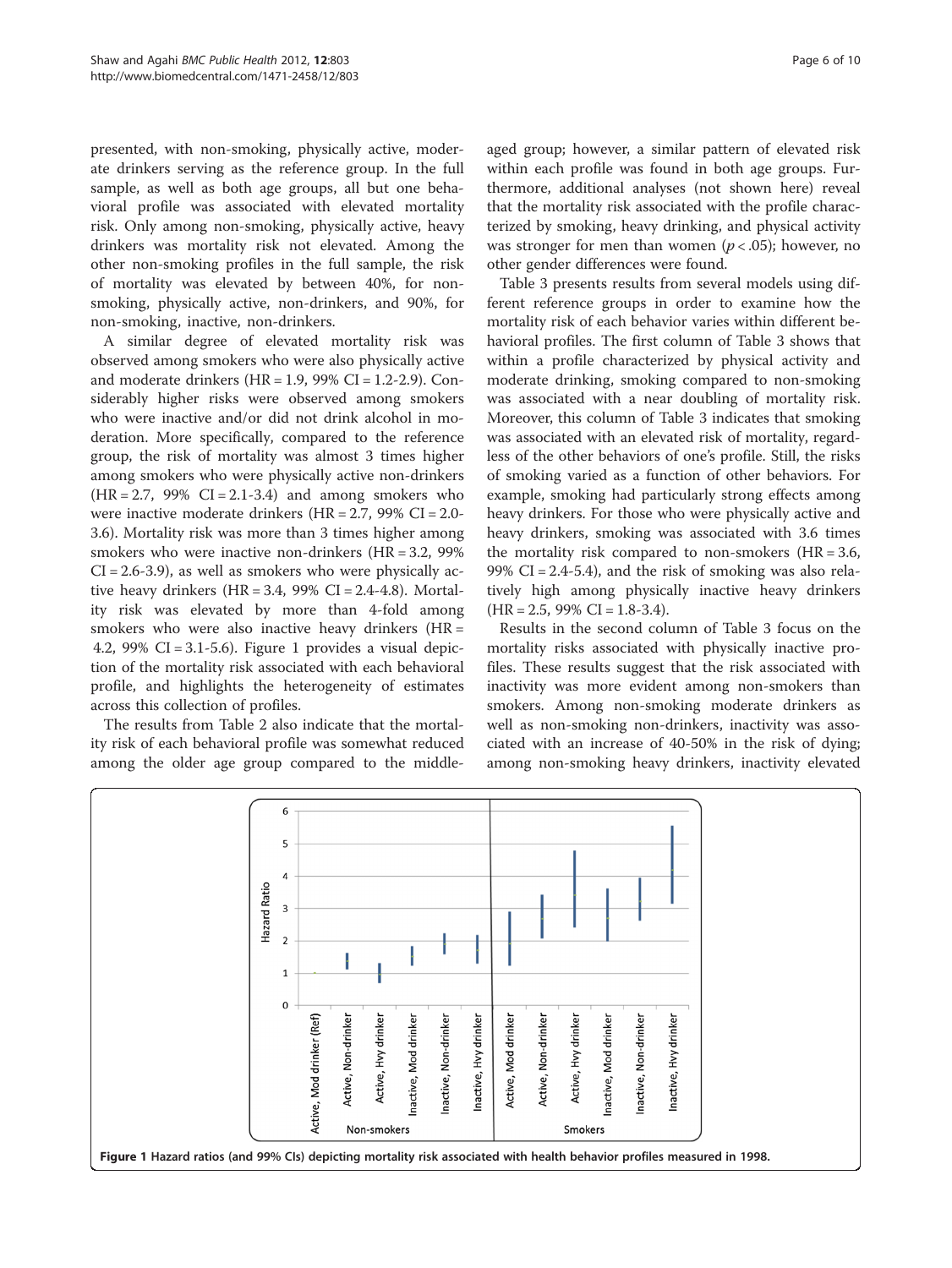presented, with non-smoking, physically active, moderate drinkers serving as the reference group. In the full sample, as well as both age groups, all but one behavioral profile was associated with elevated mortality risk. Only among non-smoking, physically active, heavy drinkers was mortality risk not elevated. Among the other non-smoking profiles in the full sample, the risk of mortality was elevated by between 40%, for non-smoking, physically active, non-drinkers, and 90%, for non-smoking, inactive, non-drinkers.

A similar degree of elevated mortality risk was observed among smokers who were also physically active and moderate drinkers (HR = 1.9, 99% CI = 1.2-2.9). Considerably higher risks were observed among smokers who were inactive and/or did not drink alcohol in moderation. More specifically, compared to the reference group, the risk of mortality was almost 3 times higher among smokers who were physically active non-drinkers (HR = 2.7, 99% CI = 2.1-3.4) and among smokers who were inactive moderate drinkers (HR = 2.7, 99% CI = 2.0-3.6). Mortality risk was more than 3 times higher among smokers who were inactive non-drinkers (HR = 3.2, 99% CI = 2.6-3.9), as well as smokers who were physically active heavy drinkers (HR = 3.4, 99% CI = 2.4-4.8). Mortality risk was elevated by more than 4-fold among smokers who were also inactive heavy drinkers (HR = 4.2, 99% CI = 3.1-5.6). Figure 1 provides a visual depiction of the mortality risk associated with each behavioral profile, and highlights the heterogeneity of estimates across this collection of profiles.

The results from Table 2 also indicate that the mortality risk of each behavioral profile was somewhat reduced among the older age group compared to the middle-aged group; however, a similar pattern of elevated risk within each profile was found in both age groups. Furthermore, additional analyses (not shown here) reveal that the mortality risk associated with the profile characterized by smoking, heavy drinking, and physical activity was stronger for men than women ($p < .05$); however, no other gender differences were found.

Table 3 presents results from several models using different reference groups in order to examine how the mortality risk of each behavior varies within different behavioral profiles. The first column of Table 3 shows that within a profile characterized by physical activity and moderate drinking, smoking compared to non-smoking was associated with a near doubling of mortality risk. Moreover, this column of Table 3 indicates that smoking was associated with an elevated risk of mortality, regardless of the other behaviors of one's profile. Still, the risks of smoking varied as a function of other behaviors. For example, smoking had particularly strong effects among heavy drinkers. For those who were physically active and heavy drinkers, smoking was associated with 3.6 times the mortality risk compared to non-smokers (HR = 3.6, 99% CI = 2.4-5.4), and the risk of smoking was also relatively high among physically inactive heavy drinkers (HR = 2.5, 99% CI = 1.8-3.4).

Results in the second column of Table 3 focus on the mortality risks associated with physically inactive profiles. These results suggest that the risk associated with inactivity was more evident among non-smokers than smokers. Among non-smoking moderate drinkers as well as non-smoking non-drinkers, inactivity was associated with an increase of 40-50% in the risk of dying; among non-smoking heavy drinkers, inactivity elevated

**Figure 1** Hazard ratios (and 99% CIs) depicting mortality risk associated with health behavior profiles measured in 1998.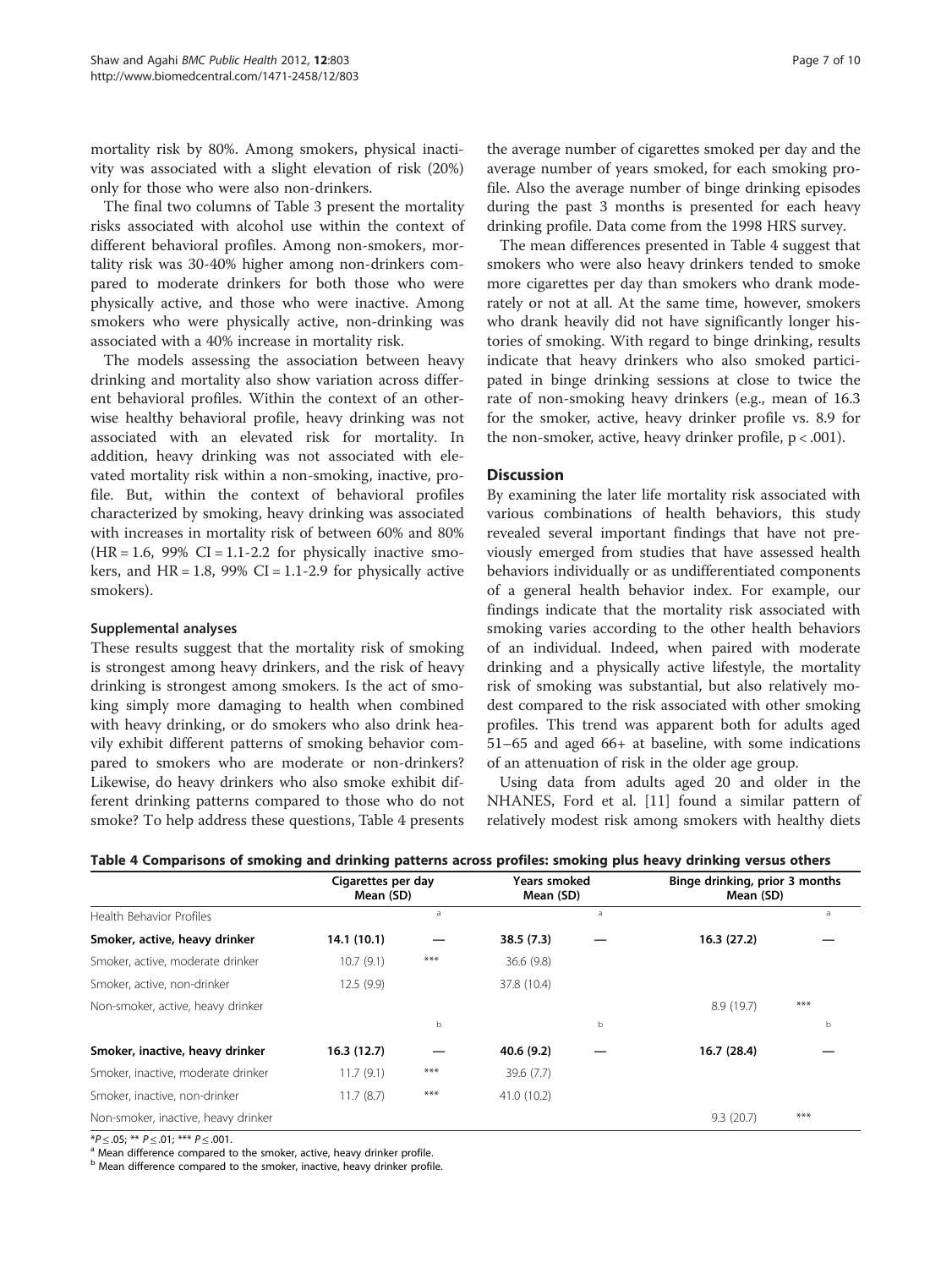mortality risk by 80%. Among smokers, physical inactivity was associated with a slight elevation of risk (20%) only for those who were also non-drinkers.

The final two columns of Table 3 present the mortality risks associated with alcohol use within the context of different behavioral profiles. Among non-smokers, mortality risk was 30-40% higher among non-drinkers compared to moderate drinkers for both those who were physically active, and those who were inactive. Among smokers who were physically active, non-drinking was associated with a 40% increase in mortality risk.

The models assessing the association between heavy drinking and mortality also show variation across different behavioral profiles. Within the context of an otherwise healthy behavioral profile, heavy drinking was not associated with an elevated risk for mortality. In addition, heavy drinking was not associated with elevated mortality risk within a non-smoking, inactive, profile. But, within the context of behavioral profiles characterized by smoking, heavy drinking was associated with increases in mortality risk of between 60% and 80% (HR = 1.6, 99% CI = 1.1-2.2 for physically inactive smokers, and HR = 1.8, 99% CI = 1.1-2.9 for physically active smokers).

### Supplemental analyses

These results suggest that the mortality risk of smoking is strongest among heavy drinkers, and the risk of heavy drinking is strongest among smokers. Is the act of smoking simply more damaging to health when combined with heavy drinking, or do smokers who also drink heavily exhibit different patterns of smoking behavior compared to smokers who are moderate or non-drinkers? Likewise, do heavy drinkers who also smoke exhibit different drinking patterns compared to those who do not smoke? To help address these questions, Table 4 presents the average number of cigarettes smoked per day and the average number of years smoked, for each smoking profile. Also the average number of binge drinking episodes during the past 3 months is presented for each heavy drinking profile. Data come from the 1998 HRS survey.

The mean differences presented in Table 4 suggest that smokers who were also heavy drinkers tended to smoke more cigarettes per day than smokers who drank moderately or not at all. At the same time, however, smokers who drank heavily did not have significantly longer histories of smoking. With regard to binge drinking, results indicate that heavy drinkers who also smoked participated in binge drinking sessions at close to twice the rate of non-smoking heavy drinkers (e.g., mean of 16.3 for the smoker, active, heavy drinker profile vs. 8.9 for the non-smoker, active, heavy drinker profile, $p < .001$).

## Discussion

By examining the later life mortality risk associated with various combinations of health behaviors, this study revealed several important findings that have not previously emerged from studies that have assessed health behaviors individually or as undifferentiated components of a general health behavior index. For example, our findings indicate that the mortality risk associated with smoking varies according to the other health behaviors of an individual. Indeed, when paired with moderate drinking and a physically active lifestyle, the mortality risk of smoking was substantial, but also relatively modest compared to the risk associated with other smoking profiles. This trend was apparent both for adults aged 51–65 and aged 66+ at baseline, with some indications of an attenuation of risk in the older age group.

Using data from adults aged 20 and older in the NHANES, Ford et al. [11] found a similar pattern of relatively modest risk among smokers with healthy diets

**Table 4 Comparisons of smoking and drinking patterns across profiles: smoking plus heavy drinking versus others**

| | Cigarettes per day Mean (SD) | | Years smoked Mean (SD) | | Binge drinking, prior 3 months Mean (SD) | |
|---|---|---|---|---|---|---|
| Health Behavior Profiles | | a | | a | | a |
| **Smoker, active, heavy drinker** | **14.1 (10.1)** | — | **38.5 (7.3)** | — | **16.3 (27.2)** | — |
| Smoker, active, moderate drinker | 10.7 (9.1) | *** | 36.6 (9.8) | | | |
| Smoker, active, non-drinker | 12.5 (9.9) | | 37.8 (10.4) | | | |
| Non-smoker, active, heavy drinker | | | | | 8.9 (19.7) | *** |
| | | b | | b | | b |
| **Smoker, inactive, heavy drinker** | **16.3 (12.7)** | — | **40.6 (9.2)** | — | **16.7 (28.4)** | — |
| Smoker, inactive, moderate drinker | 11.7 (9.1) | *** | 39.6 (7.7) | | | |
| Smoker, inactive, non-drinker | 11.7 (8.7) | *** | 41.0 (10.2) | | | |
| Non-smoker, inactive, heavy drinker | | | | | 9.3 (20.7) | *** |

*$P \leq .05$; ** $P \leq .01$; *** $P \leq .001$.
[a] Mean difference compared to the smoker, active, heavy drinker profile.
[b] Mean difference compared to the smoker, inactive, heavy drinker profile.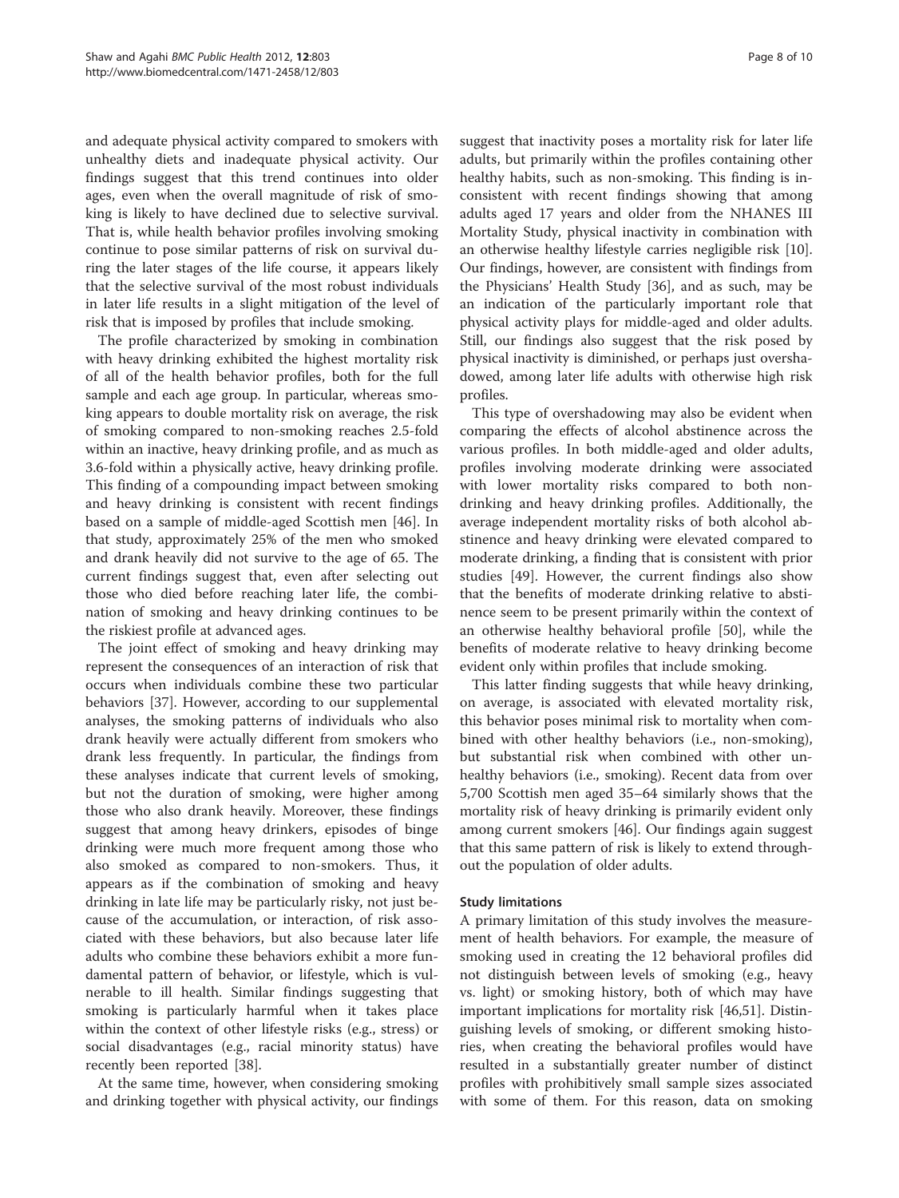and adequate physical activity compared to smokers with unhealthy diets and inadequate physical activity. Our findings suggest that this trend continues into older ages, even when the overall magnitude of risk of smoking is likely to have declined due to selective survival. That is, while health behavior profiles involving smoking continue to pose similar patterns of risk on survival during the later stages of the life course, it appears likely that the selective survival of the most robust individuals in later life results in a slight mitigation of the level of risk that is imposed by profiles that include smoking.

The profile characterized by smoking in combination with heavy drinking exhibited the highest mortality risk of all of the health behavior profiles, both for the full sample and each age group. In particular, whereas smoking appears to double mortality risk on average, the risk of smoking compared to non-smoking reaches 2.5-fold within an inactive, heavy drinking profile, and as much as 3.6-fold within a physically active, heavy drinking profile. This finding of a compounding impact between smoking and heavy drinking is consistent with recent findings based on a sample of middle-aged Scottish men [46]. In that study, approximately 25% of the men who smoked and drank heavily did not survive to the age of 65. The current findings suggest that, even after selecting out those who died before reaching later life, the combination of smoking and heavy drinking continues to be the riskiest profile at advanced ages.

The joint effect of smoking and heavy drinking may represent the consequences of an interaction of risk that occurs when individuals combine these two particular behaviors [37]. However, according to our supplemental analyses, the smoking patterns of individuals who also drank heavily were actually different from smokers who drank less frequently. In particular, the findings from these analyses indicate that current levels of smoking, but not the duration of smoking, were higher among those who also drank heavily. Moreover, these findings suggest that among heavy drinkers, episodes of binge drinking were much more frequent among those who also smoked as compared to non-smokers. Thus, it appears as if the combination of smoking and heavy drinking in late life may be particularly risky, not just because of the accumulation, or interaction, of risk associated with these behaviors, but also because later life adults who combine these behaviors exhibit a more fundamental pattern of behavior, or lifestyle, which is vulnerable to ill health. Similar findings suggesting that smoking is particularly harmful when it takes place within the context of other lifestyle risks (e.g., stress) or social disadvantages (e.g., racial minority status) have recently been reported [38].

At the same time, however, when considering smoking and drinking together with physical activity, our findings suggest that inactivity poses a mortality risk for later life adults, but primarily within the profiles containing other healthy habits, such as non-smoking. This finding is inconsistent with recent findings showing that among adults aged 17 years and older from the NHANES III Mortality Study, physical inactivity in combination with an otherwise healthy lifestyle carries negligible risk [10]. Our findings, however, are consistent with findings from the Physicians' Health Study [36], and as such, may be an indication of the particularly important role that physical activity plays for middle-aged and older adults. Still, our findings also suggest that the risk posed by physical inactivity is diminished, or perhaps just overshadowed, among later life adults with otherwise high risk profiles.

This type of overshadowing may also be evident when comparing the effects of alcohol abstinence across the various profiles. In both middle-aged and older adults, profiles involving moderate drinking were associated with lower mortality risks compared to both non-drinking and heavy drinking profiles. Additionally, the average independent mortality risks of both alcohol abstinence and heavy drinking were elevated compared to moderate drinking, a finding that is consistent with prior studies [49]. However, the current findings also show that the benefits of moderate drinking relative to abstinence seem to be present primarily within the context of an otherwise healthy behavioral profile [50], while the benefits of moderate relative to heavy drinking become evident only within profiles that include smoking.

This latter finding suggests that while heavy drinking, on average, is associated with elevated mortality risk, this behavior poses minimal risk to mortality when combined with other healthy behaviors (i.e., non-smoking), but substantial risk when combined with other unhealthy behaviors (i.e., smoking). Recent data from over 5,700 Scottish men aged 35–64 similarly shows that the mortality risk of heavy drinking is primarily evident only among current smokers [46]. Our findings again suggest that this same pattern of risk is likely to extend throughout the population of older adults.

### Study limitations

A primary limitation of this study involves the measurement of health behaviors. For example, the measure of smoking used in creating the 12 behavioral profiles did not distinguish between levels of smoking (e.g., heavy vs. light) or smoking history, both of which may have important implications for mortality risk [46,51]. Distinguishing levels of smoking, or different smoking histories, when creating the behavioral profiles would have resulted in a substantially greater number of distinct profiles with prohibitively small sample sizes associated with some of them. For this reason, data on smoking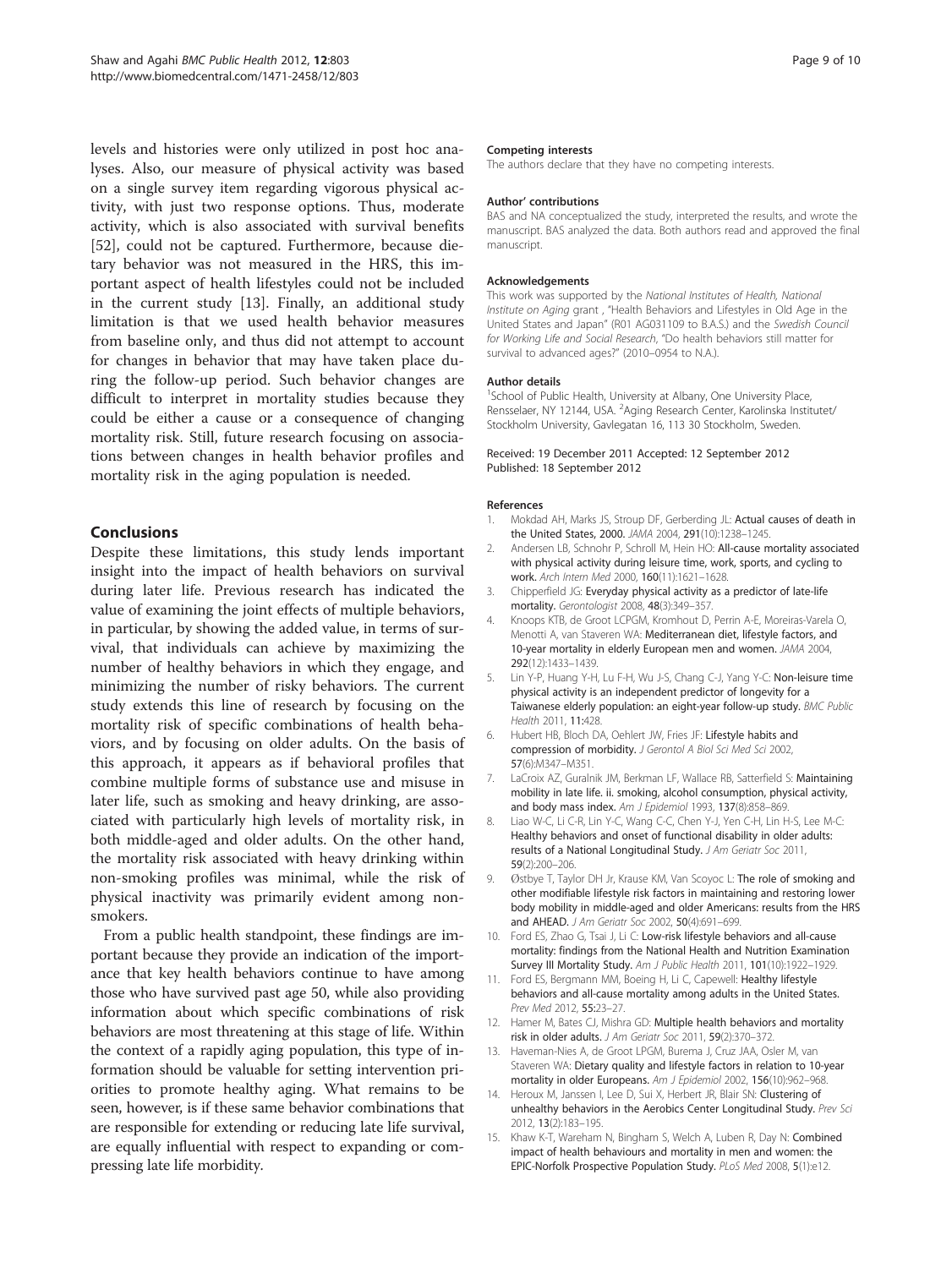levels and histories were only utilized in post hoc analyses. Also, our measure of physical activity was based on a single survey item regarding vigorous physical activity, with just two response options. Thus, moderate activity, which is also associated with survival benefits [52], could not be captured. Furthermore, because dietary behavior was not measured in the HRS, this important aspect of health lifestyles could not be included in the current study [13]. Finally, an additional study limitation is that we used health behavior measures from baseline only, and thus did not attempt to account for changes in behavior that may have taken place during the follow-up period. Such behavior changes are difficult to interpret in mortality studies because they could be either a cause or a consequence of changing mortality risk. Still, future research focusing on associations between changes in health behavior profiles and mortality risk in the aging population is needed.

## Conclusions

Despite these limitations, this study lends important insight into the impact of health behaviors on survival during later life. Previous research has indicated the value of examining the joint effects of multiple behaviors, in particular, by showing the added value, in terms of survival, that individuals can achieve by maximizing the number of healthy behaviors in which they engage, and minimizing the number of risky behaviors. The current study extends this line of research by focusing on the mortality risk of specific combinations of health behaviors, and by focusing on older adults. On the basis of this approach, it appears as if behavioral profiles that combine multiple forms of substance use and misuse in later life, such as smoking and heavy drinking, are associated with particularly high levels of mortality risk, in both middle-aged and older adults. On the other hand, the mortality risk associated with heavy drinking within non-smoking profiles was minimal, while the risk of physical inactivity was primarily evident among non-smokers.

From a public health standpoint, these findings are important because they provide an indication of the importance that key health behaviors continue to have among those who have survived past age 50, while also providing information about which specific combinations of risk behaviors are most threatening at this stage of life. Within the context of a rapidly aging population, this type of information should be valuable for setting intervention priorities to promote healthy aging. What remains to be seen, however, is if these same behavior combinations that are responsible for extending or reducing late life survival, are equally influential with respect to expanding or compressing late life morbidity.

#### Competing interests

The authors declare that they have no competing interests.

#### Author' contributions

BAS and NA conceptualized the study, interpreted the results, and wrote the manuscript. BAS analyzed the data. Both authors read and approved the final manuscript.

#### Acknowledgements

This work was supported by the *National Institutes of Health, National Institute on Aging* grant , "Health Behaviors and Lifestyles in Old Age in the United States and Japan" (R01 AG031109 to B.A.S.) and the *Swedish Council for Working Life and Social Research*, "Do health behaviors still matter for survival to advanced ages?" (2010–0954 to N.A.).

#### Author details

[1]School of Public Health, University at Albany, One University Place, Rensselaer, NY 12144, USA. [2]Aging Research Center, Karolinska Institutet/Stockholm University, Gavlegatan 16, 113 30 Stockholm, Sweden.

Received: 19 December 2011 Accepted: 12 September 2012
Published: 18 September 2012

#### References

1. Mokdad AH, Marks JS, Stroup DF, Gerberding JL: **Actual causes of death in the United States, 2000.** *JAMA* 2004, **291**(10):1238–1245.
2. Andersen LB, Schnohr P, Schroll M, Hein HO: **All-cause mortality associated with physical activity during leisure time, work, sports, and cycling to work.** *Arch Intern Med* 2000, **160**(11):1621–1628.
3. Chipperfield JG: **Everyday physical activity as a predictor of late-life mortality.** *Gerontologist* 2008, **48**(3):349–357.
4. Knoops KTB, de Groot LCPGM, Kromhout D, Perrin A-E, Moreiras-Varela O, Menotti A, van Staveren WA: **Mediterranean diet, lifestyle factors, and 10-year mortality in elderly European men and women.** *JAMA* 2004, **292**(12):1433–1439.
5. Lin Y-P, Huang Y-H, Lu F-H, Wu J-S, Chang C-J, Yang Y-C: **Non-leisure time physical activity is an independent predictor of longevity for a Taiwanese elderly population: an eight-year follow-up study.** *BMC Public Health* 2011, **11**:428.
6. Hubert HB, Bloch DA, Oehlert JW, Fries JF: **Lifestyle habits and compression of morbidity.** *J Gerontol A Biol Sci Med Sci* 2002, **57**(6):M347–M351.
7. LaCroix AZ, Guralnik JM, Berkman LF, Wallace RB, Satterfield S: **Maintaining mobility in late life. ii. smoking, alcohol consumption, physical activity, and body mass index.** *Am J Epidemiol* 1993, **137**(8):858–869.
8. Liao W-C, Li C-R, Lin Y-C, Wang C-C, Chen Y-J, Yen C-H, Lin H-S, Lee M-C: **Healthy behaviors and onset of functional disability in older adults: results of a National Longitudinal Study.** *J Am Geriatr Soc* 2011, **59**(2):200–206.
9. Østbye T, Taylor DH Jr, Krause KM, Van Scoyoc L: **The role of smoking and other modifiable lifestyle risk factors in maintaining and restoring lower body mobility in middle-aged and older Americans: results from the HRS and AHEAD.** *J Am Geriatr Soc* 2002, **50**(4):691–699.
10. Ford ES, Zhao G, Tsai J, Li C: **Low-risk lifestyle behaviors and all-cause mortality: findings from the National Health and Nutrition Examination Survey III Mortality Study.** *Am J Public Health* 2011, **101**(10):1922–1929.
11. Ford ES, Bergmann MM, Boeing H, Li C, Capewell: **Healthy lifestyle behaviors and all-cause mortality among adults in the United States.** *Prev Med* 2012, **55:**23–27.
12. Hamer M, Bates CJ, Mishra GD: **Multiple health behaviors and mortality risk in older adults.** *J Am Geriatr Soc* 2011, **59**(2):370–372.
13. Haveman-Nies A, de Groot LPGM, Burema J, Cruz JAA, Osler M, van Staveren WA: **Dietary quality and lifestyle factors in relation to 10-year mortality in older Europeans.** *Am J Epidemiol* 2002, **156**(10):962–968.
14. Heroux M, Janssen I, Lee D, Sui X, Herbert JR, Blair SN: **Clustering of unhealthy behaviors in the Aerobics Center Longitudinal Study.** *Prev Sci* 2012, **13**(2):183–195.
15. Khaw K-T, Wareham N, Bingham S, Welch A, Luben R, Day N: **Combined impact of health behaviours and mortality in men and women: the EPIC-Norfolk Prospective Population Study.** *PLoS Med* 2008, **5**(1):e12.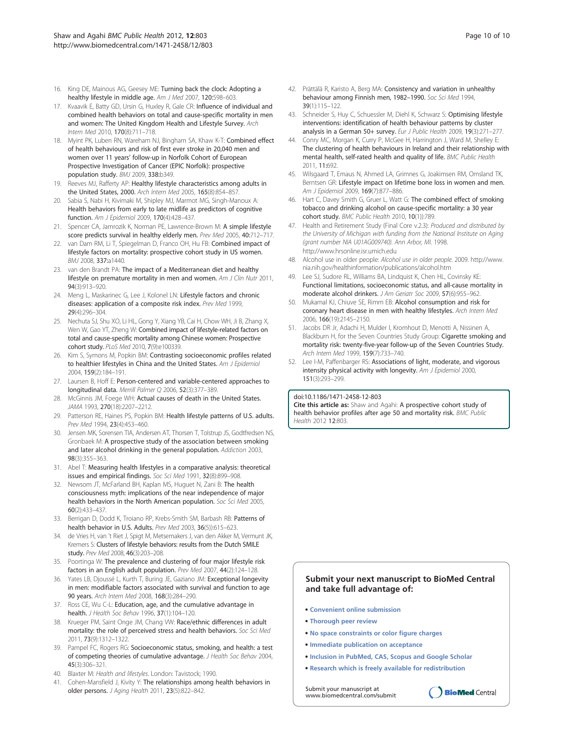16. King DE, Mainous AG, Geesey ME: **Turning back the clock: Adopting a healthy lifestyle in middle age.** *Am J Med* 2007, **120:**598–603.
17. Kvaavik E, Batty GD, Ursin G, Huxley R, Gale CR: **Influence of individual and combined health behaviors on total and cause-specific mortality in men and women: The United Kingdom Health and Lifestyle Survey.** *Arch Intern Med* 2010, **170**(8):711–718.
18. Myint PK, Luben RN, Wareham NJ, Bingham SA, Khaw K-T: **Combined effect of health behaviours and risk of first ever stroke in 20,040 men and women over 11 years' follow-up in Norfolk Cohort of European Prospective Investigation of Cancer (EPIC Norfolk): prospective population study.** *BMJ* 2009, **338:**b349.
19. Reeves MJ, Rafferty AP: **Healthy lifestyle characteristics among adults in the United States, 2000.** *Arch Intern Med* 2005, **165**(8):854–857.
20. Sabia S, Nabi H, Kivimaki M, Shipley MJ, Marmot MG, Singh-Manoux A: **Health behaviors from early to late midlife as predictors of cognitive function.** *Am J Epidemiol* 2009, **170**(4):428–437.
21. Spencer CA, Jamrozik K, Norman PE, Lawrence-Brown M: **A simple lifestyle score predicts survival in healthy elderly men.** *Prev Med* 2005, **40:**712–717.
22. van Dam RM, Li T, Spiegelman D, Franco OH, Hu FB: **Combined impact of lifestyle factors on mortality: prospective cohort study in US women.** *BMJ* 2008, **337:**a1440.
23. van den Brandt PA: **The impact of a Mediterranean diet and healthy lifestyle on premature mortality in men and women.** *Am J Clin Nutr* 2011, **94**(3):913–920.
24. Meng L, Maskarinec G, Lee J, Kolonel LN: **Lifestyle factors and chronic diseases: application of a composite risk index.** *Prev Med* 1999, **29**(4):296–304.
25. Nechuta SJ, Shu XO, Li HL, Gong Y, Xiang YB, Cai H, Chow WH, Ji B, Zhang X, Wen W, Gao YT, Zheng W: **Combined impact of lifestyle-related factors on total and cause-specific mortality among Chinese women: Prospective cohort study.** *PLoS Med* 2010, **7**(9):e100339.
26. Kim S, Symons M, Popkin BM: **Contrasting socioeconomic profiles related to healthier lifestyles in China and the United States.** *Am J Epidemiol* 2004, **159**(2):184–191.
27. Laursen B, Hoff E: **Person-centered and variable-centered approaches to longitudinal data.** *Merrill Palmer Q* 2006, **52**(3):377–389.
28. McGinnis JM, Foege WH: **Actual causes of death in the United States.** *JAMA* 1993, **270**(18):2207–2212.
29. Patterson RE, Haines PS, Popkin BM: **Health lifestyle patterns of U.S. adults.** *Prev Med* 1994, **23**(4):453–460.
30. Jensen MK, Sorensen TIA, Andersen AT, Thorsen T, Tolstrup JS, Godtfredsen NS, Gronbaek M: **A prospective study of the association between smoking and later alcohol drinking in the general population.** *Addiction* 2003, **98**(3):355–363.
31. Abel T: **Measuring health lifestyles in a comparative analysis: theoretical issues and empirical findings.** *Soc Sci Med* 1991, **32**(8):899–908.
32. Newsom JT, McFarland BH, Kaplan MS, Huguet N, Zani B: **The health consciousness myth: implications of the near independence of major health behaviors in the North American population.** *Soc Sci Med* 2005, **60**(2):433–437.
33. Berrigan D, Dodd K, Troiano RP, Krebs-Smith SM, Barbash RB: **Patterns of health behavior in U.S. Adults.** *Prev Med* 2003, **36**(5)):615–623.
34. de Vries H, van 't Riet J, Spigt M, Metsemakers J, van den Akker M, Vermunt JK, Kremers S: **Clusters of lifestyle behaviors: results from the Dutch SMILE study.** *Prev Med* 2008, **46**(3):203–208.
35. Poortinga W: **The prevalence and clustering of four major lifestyle risk factors in an English adult population.** *Prev Med* 2007, **44**(2):124–128.
36. Yates LB, Djoussé L, Kurth T, Buring JE, Gaziano JM: **Exceptional longevity in men: modifiable factors associated with survival and function to age 90 years.** *Arch Intern Med* 2008, **168**(3):284–290.
37. Ross CE, Wu C-L: **Education, age, and the cumulative advantage in health.** *J Health Soc Behav* 1996, **37**(1):104–120.
38. Krueger PM, Saint Onge JM, Chang VW: **Race/ethnic differences in adult mortality: the role of perceived stress and health behaviors.** *Soc Sci Med* 2011, **73**(9):1312–1322.
39. Pampel FC, Rogers RG: **Socioeconomic status, smoking, and health: a test of competing theories of cumulative advantage.** *J Health Soc Behav* 2004, **45**(3):306–321.
40. Blaxter M: *Health and lifestyles.* London: Tavistock; 1990.
41. Cohen-Mansfield J, Kivity Y: **The relationships among health behaviors in older persons.** *J Aging Health* 2011, **23**(5):822–842.
42. Prättälä R, Karisto A, Berg MA: **Consistency and variation in unhealthy behaviour among Finnish men, 1982–1990.** *Soc Sci Med* 1994, **39**(1):115–122.
43. Schneider S, Huy C, Schuessler M, Diehl K, Schwarz S: **Optimising lifestyle interventions: identification of health behaviour patterns by cluster analysis in a German 50+ survey.** *Eur J Public Health* 2009, **19**(3):271–277.
44. Conry MC, Morgan K, Curry P, McGee H, Harrington J, Ward M, Shelley E: **The clustering of health behaviours in Ireland and their relationship with mental health, self-rated health and quality of life.** *BMC Public Health* 2011, **11:**692.
45. Wilsgaard T, Emaus N, Ahmed LA, Grimnes G, Joakimsen RM, Omsland TK, Berntsen GR: **Lifestyle impact on lifetime bone loss in women and men.** *Am J Epidemiol* 2009, **169**(7):877–886.
46. Hart C, Davey Smith G, Gruer L, Watt G: **The combined effect of smoking tobacco and drinking alcohol on cause-specific mortality: a 30 year cohort study.** *BMC Public Health* 2010, **10**(1)):789.
47. Health and Retirement Study (Final Core v.2.3): *Produced and distributed by the University of Michigan with funding from the National Institute on Aging (grant number NIA U01AG009740). Ann Arbor, MI.* 1998. http://www.hrsonline.isr.umich.edu
48. Alcohol use in older people: *Alcohol use in older people.* 2009. http://www.nia.nih.gov/healthinformation/publications/alcohol.htm
49. Lee SJ, Sudore RL, Williams BA, Lindquist K, Chen HL, Covinsky KE: **Functional limitations, socioeconomic status, and all-cause mortality in moderate alcohol drinkers.** *J Am Geriatr Soc* 2009, **57**(6):955–962.
50. Mukamal KJ, Chiuve SE, Rimm EB: **Alcohol consumption and risk for coronary heart disease in men with healthy lifestyles.** *Arch Intern Med* 2006, **166**(19):2145–2150.
51. Jacobs DR Jr, Adachi H, Mulder I, Kromhout D, Menotti A, Nissinen A, Blackburn H, for the Seven Countries Study Group: **Cigarette smoking and mortality risk: twenty-five-year follow-up of the Seven Countries Study.** *Arch Intern Med* 1999, **159**(7):733–740.
52. Lee I-M, Paffenbarger RS: **Associations of light, moderate, and vigorous intensity physical activity with longevity.** *Am J Epidemiol* 2000, **151**(3):293–299.

doi:10.1186/1471-2458-12-803

**Cite this article as:** Shaw and Agahi: A prospective cohort study of health behavior profiles after age 50 and mortality risk. *BMC Public Health* 2012 12:803.

**Submit your next manuscript to BioMed Central and take full advantage of:**

- **Convenient online submission**
- **Thorough peer review**
- **No space constraints or color figure charges**
- **Immediate publication on acceptance**
- **Inclusion in PubMed, CAS, Scopus and Google Scholar**
- **Research which is freely available for redistribution**

Submit your manuscript at www.biomedcentral.com/submit

BioMed Central